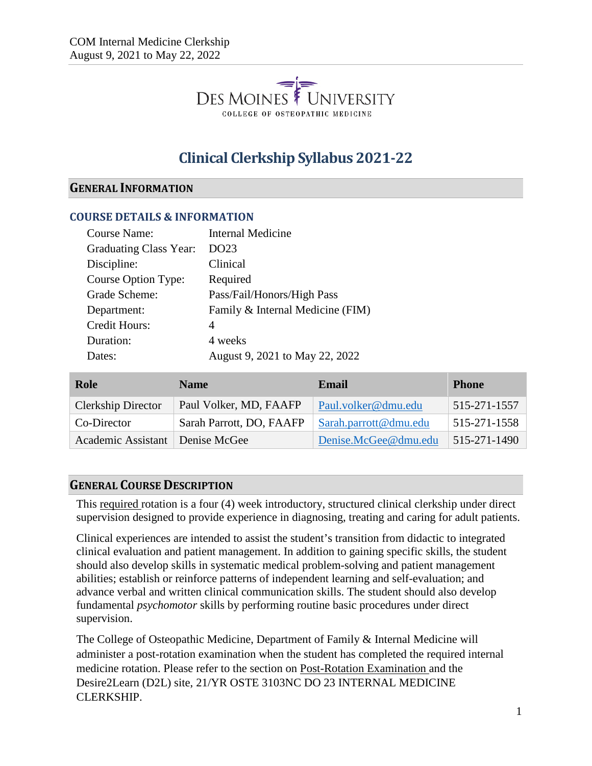Des Moines University
College of Osteopathic Medicine

# Clinical Clerkship Syllabus 2021-22

## General Information

### Course Details & Information

| | |
|---|---|
| Course Name: | Internal Medicine |
| Graduating Class Year: | DO23 |
| Discipline: | Clinical |
| Course Option Type: | Required |
| Grade Scheme: | Pass/Fail/Honors/High Pass |
| Department: | Family & Internal Medicine (FIM) |
| Credit Hours: | 4 |
| Duration: | 4 weeks |
| Dates: | August 9, 2021 to May 22, 2022 |

| Role | Name | Email | Phone |
|---|---|---|---|
| Clerkship Director | Paul Volker, MD, FAAFP | Paul.volker@dmu.edu | 515-271-1557 |
| Co-Director | Sarah Parrott, DO, FAAFP | Sarah.parrott@dmu.edu | 515-271-1558 |
| Academic Assistant | Denise McGee | Denise.McGee@dmu.edu | 515-271-1490 |

## General Course Description

This required rotation is a four (4) week introductory, structured clinical clerkship under direct supervision designed to provide experience in diagnosing, treating and caring for adult patients.

Clinical experiences are intended to assist the student's transition from didactic to integrated clinical evaluation and patient management. In addition to gaining specific skills, the student should also develop skills in systematic medical problem-solving and patient management abilities; establish or reinforce patterns of independent learning and self-evaluation; and advance verbal and written clinical communication skills. The student should also develop fundamental *psychomotor* skills by performing routine basic procedures under direct supervision.

The College of Osteopathic Medicine, Department of Family & Internal Medicine will administer a post-rotation examination when the student has completed the required internal medicine rotation. Please refer to the section on Post-Rotation Examination and the Desire2Learn (D2L) site, 21/YR OSTE 3103NC DO 23 INTERNAL MEDICINE CLERKSHIP.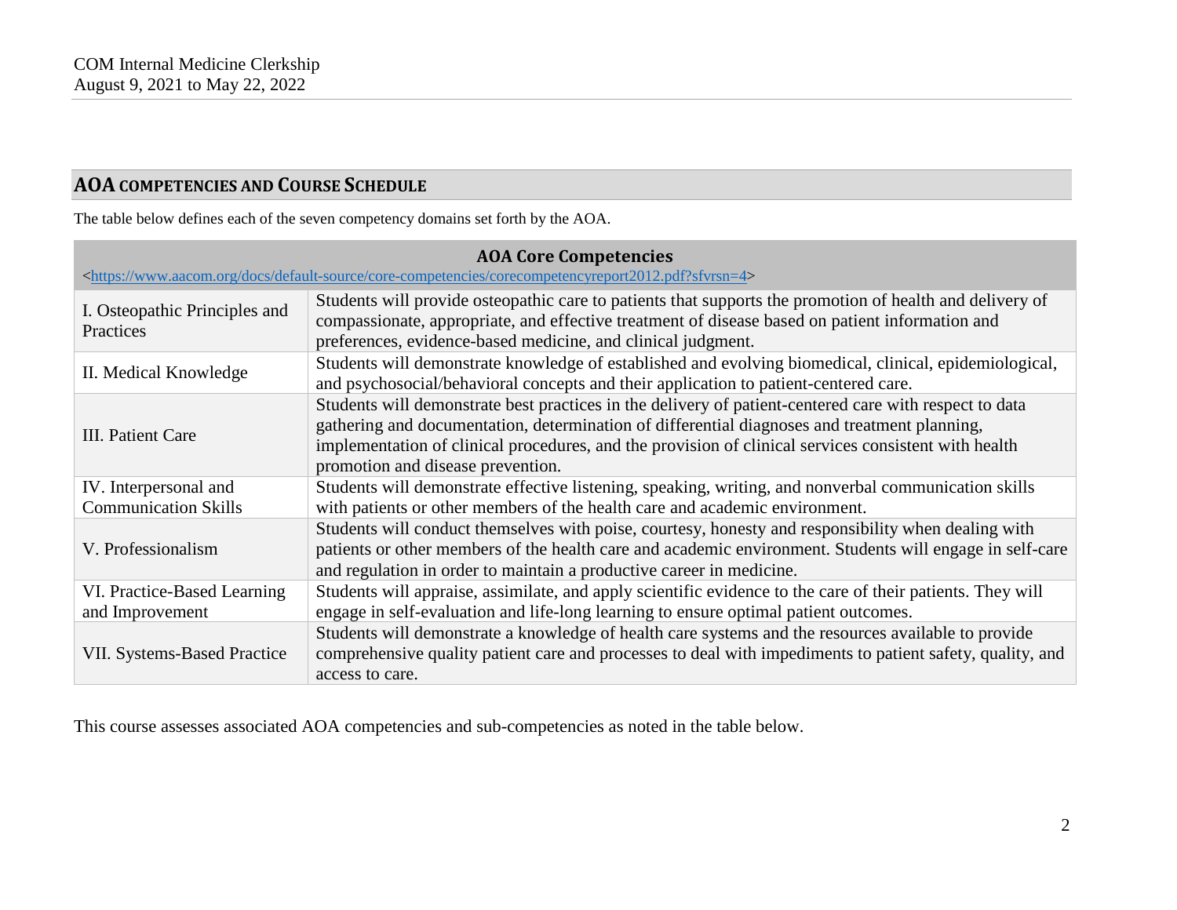## AOA COMPETENCIES AND COURSE SCHEDULE

The table below defines each of the seven competency domains set forth by the AOA.

| AOA Core Competencies <https://www.aacom.org/docs/default-source/core-competencies/corecompetencyreport2012.pdf?sfvrsn=4> | |
|---|---|
| I. Osteopathic Principles and Practices | Students will provide osteopathic care to patients that supports the promotion of health and delivery of compassionate, appropriate, and effective treatment of disease based on patient information and preferences, evidence-based medicine, and clinical judgment. |
| II. Medical Knowledge | Students will demonstrate knowledge of established and evolving biomedical, clinical, epidemiological, and psychosocial/behavioral concepts and their application to patient-centered care. |
| III. Patient Care | Students will demonstrate best practices in the delivery of patient-centered care with respect to data gathering and documentation, determination of differential diagnoses and treatment planning, implementation of clinical procedures, and the provision of clinical services consistent with health promotion and disease prevention. |
| IV. Interpersonal and Communication Skills | Students will demonstrate effective listening, speaking, writing, and nonverbal communication skills with patients or other members of the health care and academic environment. |
| V. Professionalism | Students will conduct themselves with poise, courtesy, honesty and responsibility when dealing with patients or other members of the health care and academic environment. Students will engage in self-care and regulation in order to maintain a productive career in medicine. |
| VI. Practice-Based Learning and Improvement | Students will appraise, assimilate, and apply scientific evidence to the care of their patients. They will engage in self-evaluation and life-long learning to ensure optimal patient outcomes. |
| VII. Systems-Based Practice | Students will demonstrate a knowledge of health care systems and the resources available to provide comprehensive quality patient care and processes to deal with impediments to patient safety, quality, and access to care. |

This course assesses associated AOA competencies and sub-competencies as noted in the table below.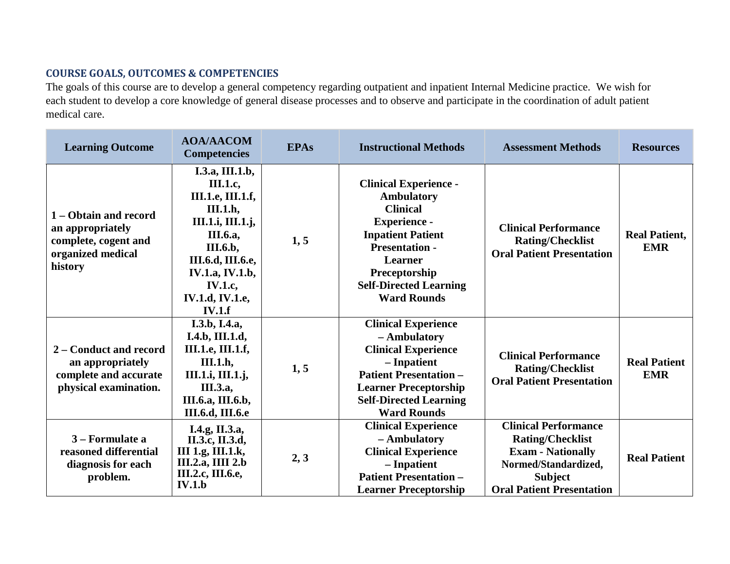## COURSE GOALS, OUTCOMES & COMPETENCIES

The goals of this course are to develop a general competency regarding outpatient and inpatient Internal Medicine practice. We wish for each student to develop a core knowledge of general disease processes and to observe and participate in the coordination of adult patient medical care.

| Learning Outcome | AOA/AACOM Competencies | EPAs | Instructional Methods | Assessment Methods | Resources |
|---|---|---|---|---|---|
| **1 – Obtain and record an appropriately complete, cogent and organized medical history** | **I.3.a, III.1.b, III.1.c, III.1.e, III.1.f, III.1.h, III.1.i, III.1.j, III.6.a, III.6.b, III.6.d, III.6.e, IV.1.a, IV.1.b, IV.1.c, IV.1.d, IV.1.e, IV.1.f** | **1, 5** | **Clinical Experience - Ambulatory Clinical Experience - Inpatient Patient Presentation - Learner Preceptorship Self-Directed Learning Ward Rounds** | **Clinical Performance Rating/Checklist Oral Patient Presentation** | **Real Patient, EMR** |
| **2 – Conduct and record an appropriately complete and accurate physical examination.** | **I.3.b, I.4.a, I.4.b, III.1.d, III.1.e, III.1.f, III.1.h, III.1.i, III.1.j, III.3.a, III.6.a, III.6.b, III.6.d, III.6.e** | **1, 5** | **Clinical Experience – Ambulatory Clinical Experience – Inpatient Patient Presentation – Learner Preceptorship Self-Directed Learning Ward Rounds** | **Clinical Performance Rating/Checklist Oral Patient Presentation** | **Real Patient EMR** |
| **3 – Formulate a reasoned differential diagnosis for each problem.** | **I.4.g, II.3.a, II.3.c, II.3.d, III 1.g, III.1.k, III.2.a, IIII 2.b III.2.c, III.6.e, IV.1.b** | **2, 3** | **Clinical Experience – Ambulatory Clinical Experience – Inpatient Patient Presentation – Learner Preceptorship** | **Clinical Performance Rating/Checklist Exam - Nationally Normed/Standardized, Subject Oral Patient Presentation** | **Real Patient** |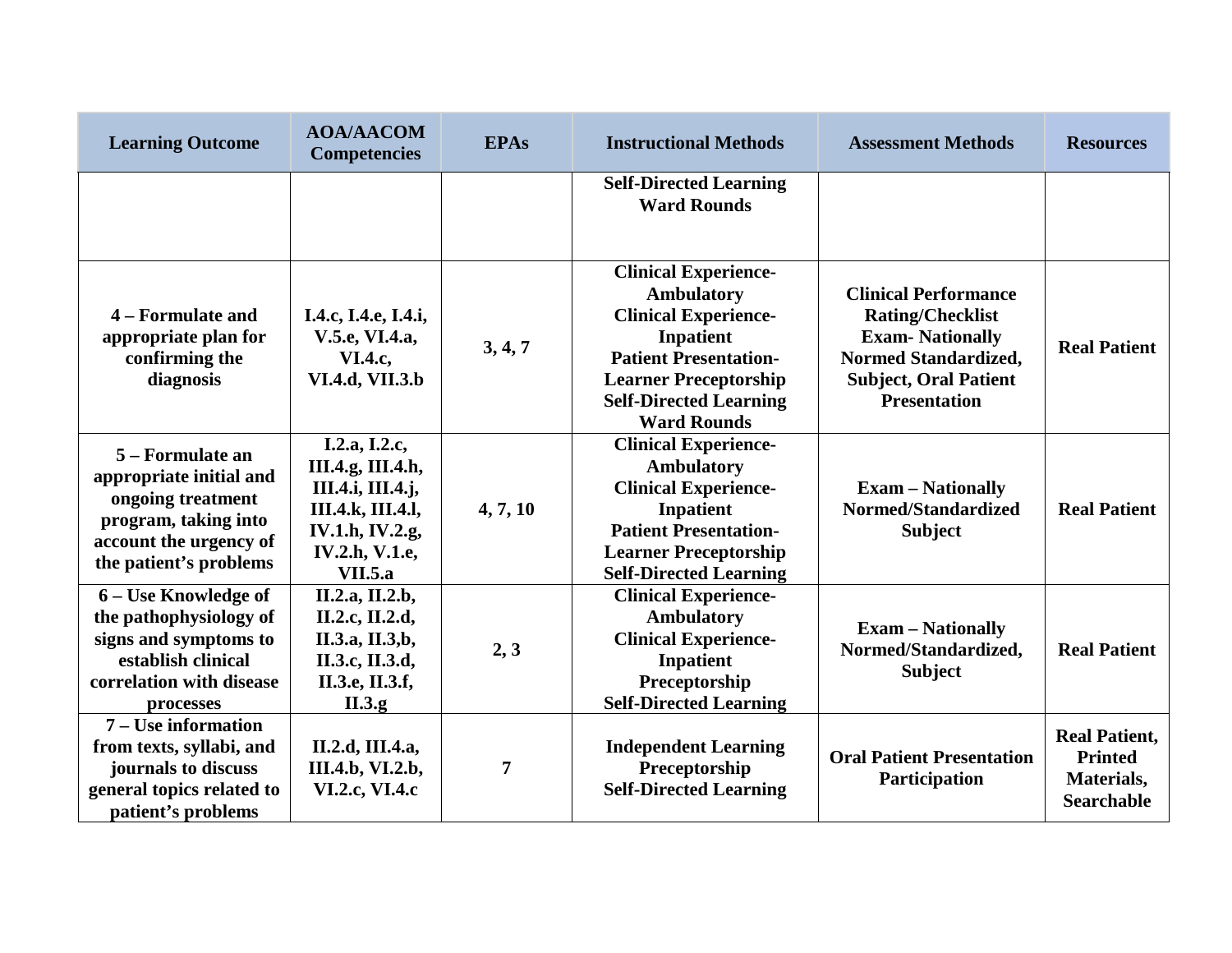| Learning Outcome | AOA/AACOM Competencies | EPAs | Instructional Methods | Assessment Methods | Resources |
|---|---|---|---|---|---|
| | | | **Self-Directed Learning**<br>**Ward Rounds** | | |
| **4 – Formulate and appropriate plan for confirming the diagnosis** | **I.4.c, I.4.e, I.4.i, V.5.e, VI.4.a, VI.4.c, VI.4.d, VII.3.b** | **3, 4, 7** | **Clinical Experience-Ambulatory**<br>**Clinical Experience-Inpatient**<br>**Patient Presentation-Learner Preceptorship**<br>**Self-Directed Learning**<br>**Ward Rounds** | **Clinical Performance Rating/Checklist**<br>**Exam- Nationally Normed Standardized, Subject, Oral Patient Presentation** | **Real Patient** |
| **5 – Formulate an appropriate initial and ongoing treatment program, taking into account the urgency of the patient's problems** | **I.2.a, I.2.c, III.4.g, III.4.h, III.4.i, III.4.j, III.4.k, III.4.l, IV.1.h, IV.2.g, IV.2.h, V.1.e, VII.5.a** | **4, 7, 10** | **Clinical Experience-Ambulatory**<br>**Clinical Experience-Inpatient**<br>**Patient Presentation-Learner Preceptorship**<br>**Self-Directed Learning** | **Exam – Nationally Normed/Standardized Subject** | **Real Patient** |
| **6 – Use Knowledge of the pathophysiology of signs and symptoms to establish clinical correlation with disease processes** | **II.2.a, II.2.b, II.2.c, II.2.d, II.3.a, II.3,b, II.3.c, II.3.d, II.3.e, II.3.f, II.3.g** | **2, 3** | **Clinical Experience-Ambulatory**<br>**Clinical Experience-Inpatient**<br>**Preceptorship**<br>**Self-Directed Learning** | **Exam – Nationally Normed/Standardized, Subject** | **Real Patient** |
| **7 – Use information from texts, syllabi, and journals to discuss general topics related to patient's problems** | **II.2.d, III.4.a, III.4.b, VI.2.b, VI.2.c, VI.4.c** | **7** | **Independent Learning**<br>**Preceptorship**<br>**Self-Directed Learning** | **Oral Patient Presentation Participation** | **Real Patient, Printed Materials, Searchable** |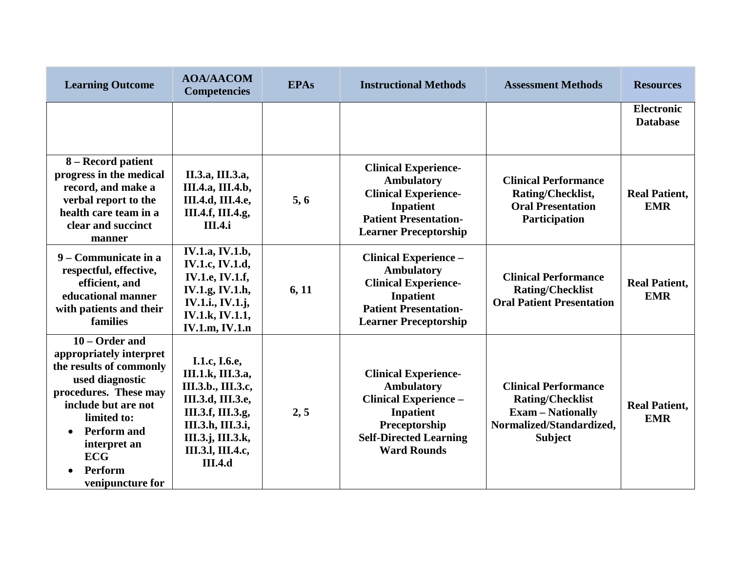| Learning Outcome | AOA/AACOM Competencies | EPAs | Instructional Methods | Assessment Methods | Resources |
|---|---|---|---|---|---|
| | | | | | **Electronic Database** |
| **8 – Record patient progress in the medical record, and make a verbal report to the health care team in a clear and succinct manner** | **II.3.a, III.3.a, III.4.a, III.4.b, III.4.d, III.4.e, III.4.f, III.4.g, III.4.i** | **5, 6** | **Clinical Experience-Ambulatory<br>Clinical Experience-Inpatient<br>Patient Presentation-Learner Preceptorship** | **Clinical Performance Rating/Checklist, Oral Presentation Participation** | **Real Patient, EMR** |
| **9 – Communicate in a respectful, effective, efficient, and educational manner with patients and their families** | **IV.1.a, IV.1.b, IV.1.c, IV.1.d, IV.1.e, IV.1.f, IV.1.g, IV.1.h, IV.1.i., IV.1.j, IV.1.k, IV.1.1, IV.1.m, IV.1.n** | **6, 11** | **Clinical Experience – Ambulatory<br>Clinical Experience-Inpatient<br>Patient Presentation-Learner Preceptorship** | **Clinical Performance Rating/Checklist<br>Oral Patient Presentation** | **Real Patient, EMR** |
| **10 – Order and appropriately interpret the results of commonly used diagnostic procedures. These may include but are not limited to:**<br>• **Perform and interpret an ECG**<br>• **Perform venipuncture for** | **I.1.c, I.6.e, III.1.k, III.3.a, III.3.b., III.3.c, III.3.d, III.3.e, III.3.f, III.3.g, III.3.h, III.3.i, III.3.j, III.3.k, III.3.l, III.4.c, III.4.d** | **2, 5** | **Clinical Experience-Ambulatory<br>Clinical Experience – Inpatient Preceptorship<br>Self-Directed Learning<br>Ward Rounds** | **Clinical Performance Rating/Checklist<br>Exam – Nationally Normalized/Standardized, Subject** | **Real Patient, EMR** |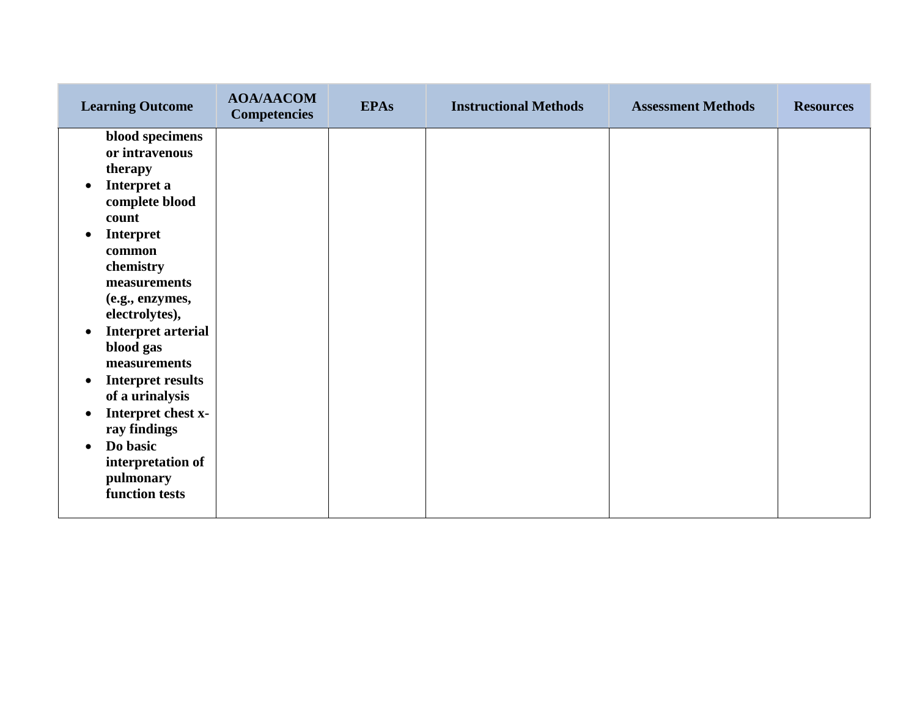| Learning Outcome | AOA/AACOM Competencies | EPAs | Instructional Methods | Assessment Methods | Resources |
|---|---|---|---|---|---|
| **blood specimens or intravenous therapy**<br>• **Interpret a complete blood count**<br>• **Interpret common chemistry measurements (e.g., enzymes, electrolytes),**<br>• **Interpret arterial blood gas measurements**<br>• **Interpret results of a urinalysis**<br>• **Interpret chest x-ray findings**<br>• **Do basic interpretation of pulmonary function tests** | | | | | |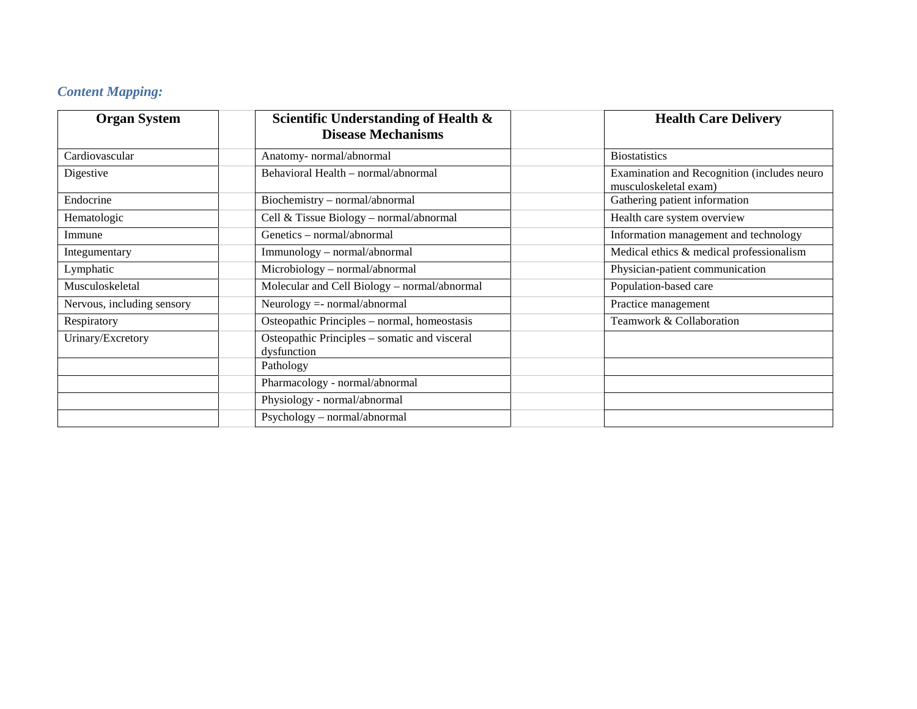*Content Mapping:*

| Organ System | | Scientific Understanding of Health & Disease Mechanisms | | Health Care Delivery |
|---|---|---|---|---|
| Cardiovascular | | Anatomy- normal/abnormal | | Biostatistics |
| Digestive | | Behavioral Health – normal/abnormal | | Examination and Recognition (includes neuro musculoskeletal exam) |
| Endocrine | | Biochemistry – normal/abnormal | | Gathering patient information |
| Hematologic | | Cell & Tissue Biology – normal/abnormal | | Health care system overview |
| Immune | | Genetics – normal/abnormal | | Information management and technology |
| Integumentary | | Immunology – normal/abnormal | | Medical ethics & medical professionalism |
| Lymphatic | | Microbiology – normal/abnormal | | Physician-patient communication |
| Musculoskeletal | | Molecular and Cell Biology – normal/abnormal | | Population-based care |
| Nervous, including sensory | | Neurology =- normal/abnormal | | Practice management |
| Respiratory | | Osteopathic Principles – normal, homeostasis | | Teamwork & Collaboration |
| Urinary/Excretory | | Osteopathic Principles – somatic and visceral dysfunction | | |
| | | Pathology | | |
| | | Pharmacology - normal/abnormal | | |
| | | Physiology - normal/abnormal | | |
| | | Psychology – normal/abnormal | | |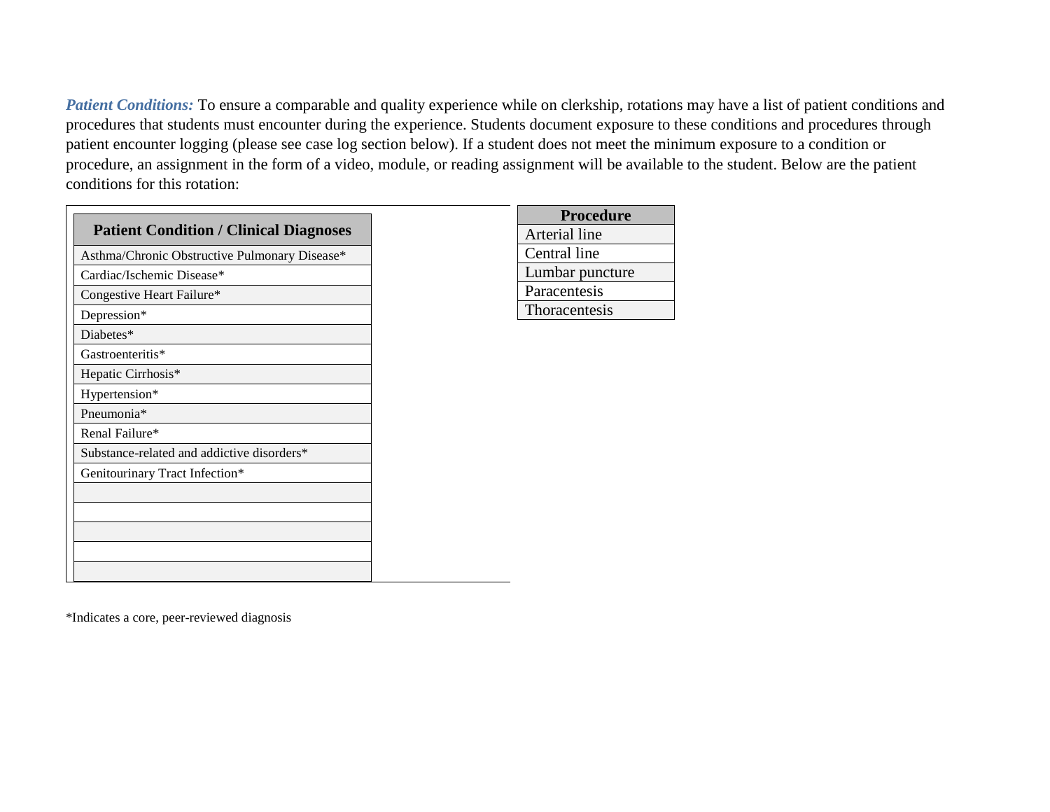***Patient Conditions:*** To ensure a comparable and quality experience while on clerkship, rotations may have a list of patient conditions and procedures that students must encounter during the experience. Students document exposure to these conditions and procedures through patient encounter logging (please see case log section below). If a student does not meet the minimum exposure to a condition or procedure, an assignment in the form of a video, module, or reading assignment will be available to the student. Below are the patient conditions for this rotation:

| Patient Condition / Clinical Diagnoses |
| --- |
| Asthma/Chronic Obstructive Pulmonary Disease* |
| Cardiac/Ischemic Disease* |
| Congestive Heart Failure* |
| Depression* |
| Diabetes* |
| Gastroenteritis* |
| Hepatic Cirrhosis* |
| Hypertension* |
| Pneumonia* |
| Renal Failure* |
| Substance-related and addictive disorders* |
| Genitourinary Tract Infection* |
| |
| |
| |
| |
| |

| Procedure |
| --- |
| Arterial line |
| Central line |
| Lumbar puncture |
| Paracentesis |
| Thoracentesis |

*Indicates a core, peer-reviewed diagnosis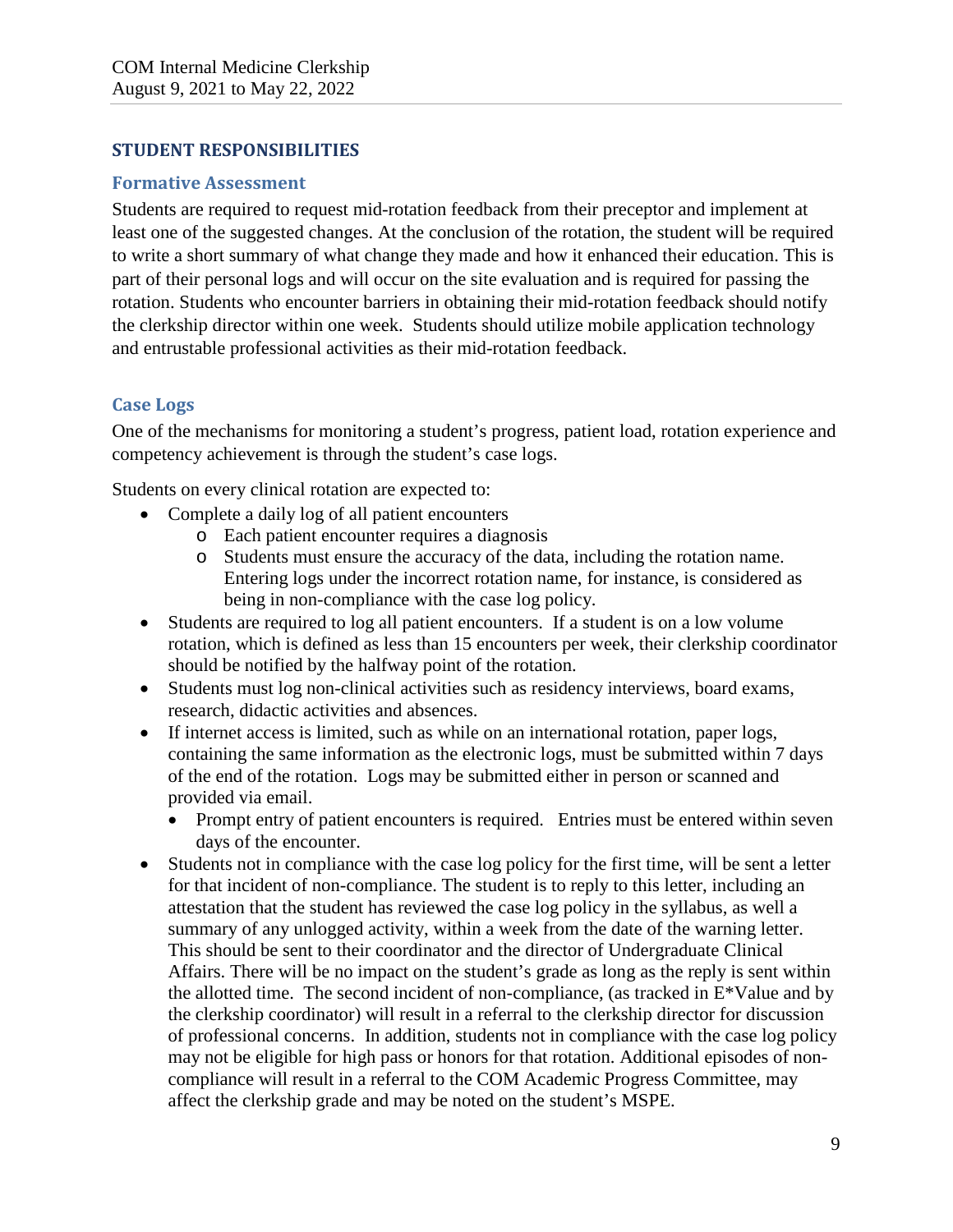## STUDENT RESPONSIBILITIES

### Formative Assessment

Students are required to request mid-rotation feedback from their preceptor and implement at least one of the suggested changes. At the conclusion of the rotation, the student will be required to write a short summary of what change they made and how it enhanced their education. This is part of their personal logs and will occur on the site evaluation and is required for passing the rotation. Students who encounter barriers in obtaining their mid-rotation feedback should notify the clerkship director within one week. Students should utilize mobile application technology and entrustable professional activities as their mid-rotation feedback.

### Case Logs

One of the mechanisms for monitoring a student's progress, patient load, rotation experience and competency achievement is through the student's case logs.

Students on every clinical rotation are expected to:

- Complete a daily log of all patient encounters
  - Each patient encounter requires a diagnosis
  - Students must ensure the accuracy of the data, including the rotation name. Entering logs under the incorrect rotation name, for instance, is considered as being in non-compliance with the case log policy.
- Students are required to log all patient encounters. If a student is on a low volume rotation, which is defined as less than 15 encounters per week, their clerkship coordinator should be notified by the halfway point of the rotation.
- Students must log non-clinical activities such as residency interviews, board exams, research, didactic activities and absences.
- If internet access is limited, such as while on an international rotation, paper logs, containing the same information as the electronic logs, must be submitted within 7 days of the end of the rotation. Logs may be submitted either in person or scanned and provided via email.
  - Prompt entry of patient encounters is required. Entries must be entered within seven days of the encounter.
- Students not in compliance with the case log policy for the first time, will be sent a letter for that incident of non-compliance. The student is to reply to this letter, including an attestation that the student has reviewed the case log policy in the syllabus, as well a summary of any unlogged activity, within a week from the date of the warning letter. This should be sent to their coordinator and the director of Undergraduate Clinical Affairs. There will be no impact on the student's grade as long as the reply is sent within the allotted time. The second incident of non-compliance, (as tracked in E*Value and by the clerkship coordinator) will result in a referral to the clerkship director for discussion of professional concerns. In addition, students not in compliance with the case log policy may not be eligible for high pass or honors for that rotation. Additional episodes of non-compliance will result in a referral to the COM Academic Progress Committee, may affect the clerkship grade and may be noted on the student's MSPE.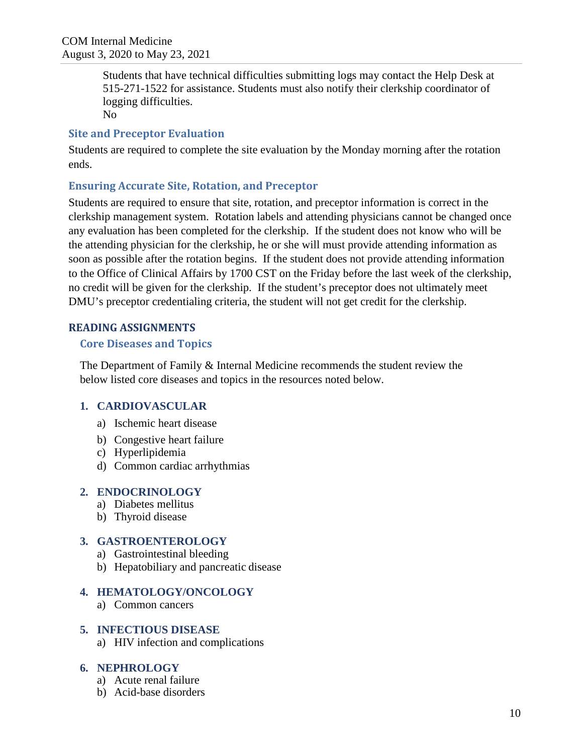Students that have technical difficulties submitting logs may contact the Help Desk at 515-271-1522 for assistance. Students must also notify their clerkship coordinator of logging difficulties.
No

### Site and Preceptor Evaluation

Students are required to complete the site evaluation by the Monday morning after the rotation ends.

### Ensuring Accurate Site, Rotation, and Preceptor

Students are required to ensure that site, rotation, and preceptor information is correct in the clerkship management system. Rotation labels and attending physicians cannot be changed once any evaluation has been completed for the clerkship. If the student does not know who will be the attending physician for the clerkship, he or she will must provide attending information as soon as possible after the rotation begins. If the student does not provide attending information to the Office of Clinical Affairs by 1700 CST on the Friday before the last week of the clerkship, no credit will be given for the clerkship. If the student's preceptor does not ultimately meet DMU's preceptor credentialing criteria, the student will not get credit for the clerkship.

## READING ASSIGNMENTS

### Core Diseases and Topics

The Department of Family & Internal Medicine recommends the student review the below listed core diseases and topics in the resources noted below.

1. **CARDIOVASCULAR**
   a) Ischemic heart disease
   b) Congestive heart failure
   c) Hyperlipidemia
   d) Common cardiac arrhythmias

2. **ENDOCRINOLOGY**
   a) Diabetes mellitus
   b) Thyroid disease

3. **GASTROENTEROLOGY**
   a) Gastrointestinal bleeding
   b) Hepatobiliary and pancreatic disease

4. **HEMATOLOGY/ONCOLOGY**
   a) Common cancers

5. **INFECTIOUS DISEASE**
   a) HIV infection and complications

6. **NEPHROLOGY**
   a) Acute renal failure
   b) Acid-base disorders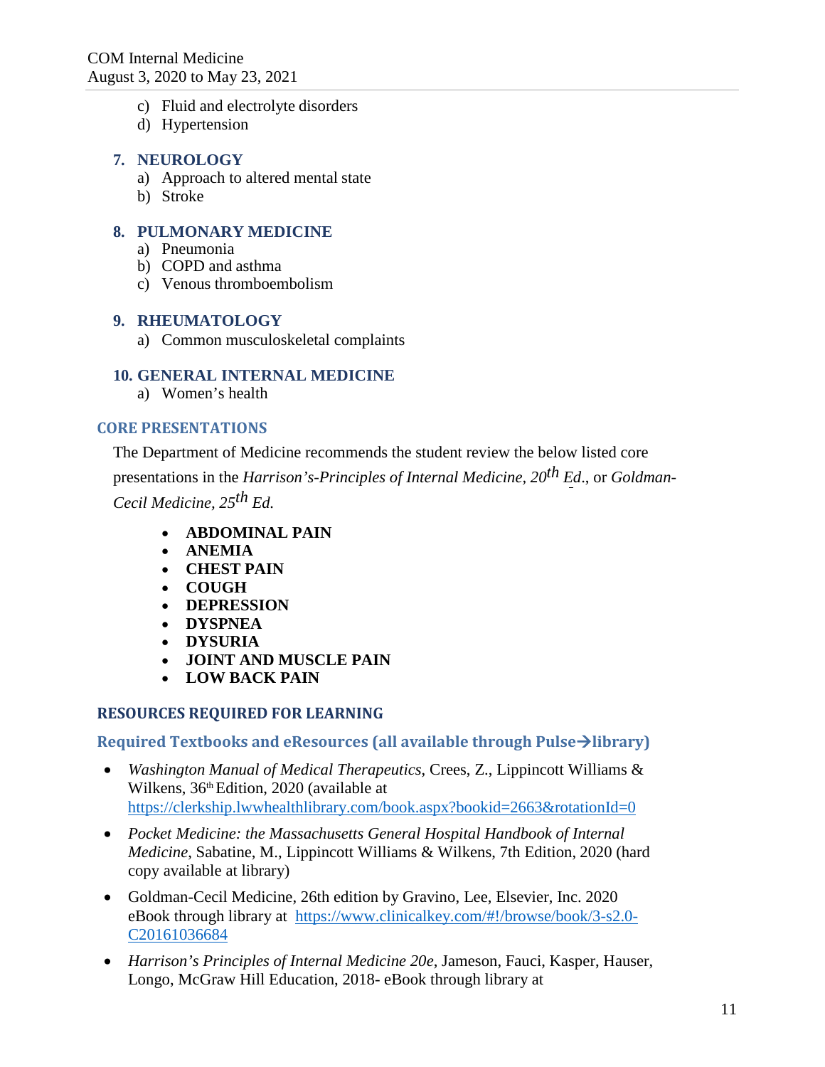c) Fluid and electrolyte disorders
d) Hypertension

### 7. NEUROLOGY

a) Approach to altered mental state
b) Stroke

### 8. PULMONARY MEDICINE

a) Pneumonia
b) COPD and asthma
c) Venous thromboembolism

### 9. RHEUMATOLOGY

a) Common musculoskeletal complaints

### 10. GENERAL INTERNAL MEDICINE

a) Women's health

## CORE PRESENTATIONS

The Department of Medicine recommends the student review the below listed core presentations in the *Harrison's-Principles of Internal Medicine, 20th Ed*., or *Goldman-Cecil Medicine, 25th Ed.*

- **ABDOMINAL PAIN**
- **ANEMIA**
- **CHEST PAIN**
- **COUGH**
- **DEPRESSION**
- **DYSPNEA**
- **DYSURIA**
- **JOINT AND MUSCLE PAIN**
- **LOW BACK PAIN**

## RESOURCES REQUIRED FOR LEARNING

### Required Textbooks and eResources (all available through Pulse→library)

- *Washington Manual of Medical Therapeutics*, Crees, Z., Lippincott Williams & Wilkens, 36th Edition, 2020 (available at https://clerkship.lwwhealthlibrary.com/book.aspx?bookid=2663&rotationId=0
- *Pocket Medicine: the Massachusetts General Hospital Handbook of Internal Medicine*, Sabatine, M., Lippincott Williams & Wilkens, 7th Edition, 2020 (hard copy available at library)
- Goldman-Cecil Medicine, 26th edition by Gravino, Lee, Elsevier, Inc. 2020 eBook through library at https://www.clinicalkey.com/#!/browse/book/3-s2.0-C20161036684
- *Harrison's Principles of Internal Medicine 20e*, Jameson, Fauci, Kasper, Hauser, Longo, McGraw Hill Education, 2018- eBook through library at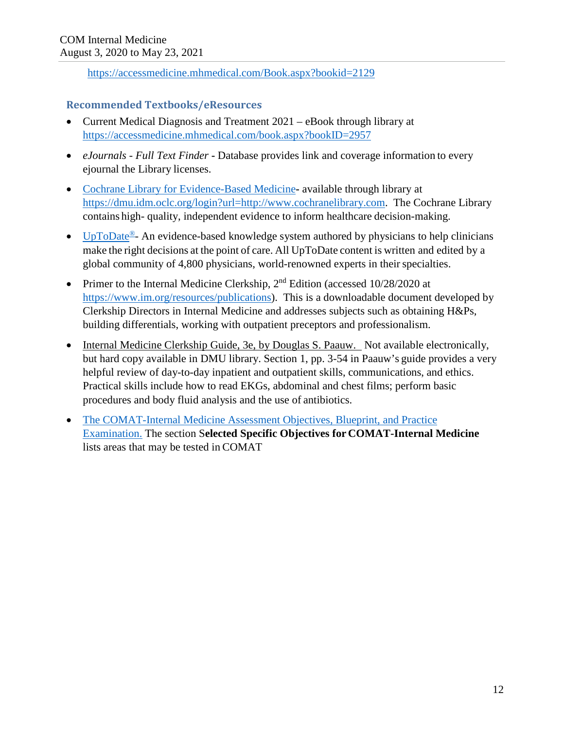https://accessmedicine.mhmedical.com/Book.aspx?bookid=2129

## Recommended Textbooks/eResources

- Current Medical Diagnosis and Treatment 2021 – eBook through library at https://accessmedicine.mhmedical.com/book.aspx?bookID=2957
- *eJournals - Full Text Finder* - Database provides link and coverage information to every ejournal the Library licenses.
- Cochrane Library for Evidence-Based Medicine- available through library at https://dmu.idm.oclc.org/login?url=http://www.cochranelibrary.com. The Cochrane Library contains high- quality, independent evidence to inform healthcare decision-making.
- UpToDate®- An evidence-based knowledge system authored by physicians to help clinicians make the right decisions at the point of care. All UpToDate content is written and edited by a global community of 4,800 physicians, world-renowned experts in their specialties.
- Primer to the Internal Medicine Clerkship, 2nd Edition (accessed 10/28/2020 at https://www.im.org/resources/publications). This is a downloadable document developed by Clerkship Directors in Internal Medicine and addresses subjects such as obtaining H&Ps, building differentials, working with outpatient preceptors and professionalism.
- Internal Medicine Clerkship Guide, 3e, by Douglas S. Paauw. Not available electronically, but hard copy available in DMU library. Section 1, pp. 3-54 in Paauw's guide provides a very helpful review of day-to-day inpatient and outpatient skills, communications, and ethics. Practical skills include how to read EKGs, abdominal and chest films; perform basic procedures and body fluid analysis and the use of antibiotics.
- The COMAT-Internal Medicine Assessment Objectives, Blueprint, and Practice Examination. The section **Selected Specific Objectives for COMAT-Internal Medicine** lists areas that may be tested in COMAT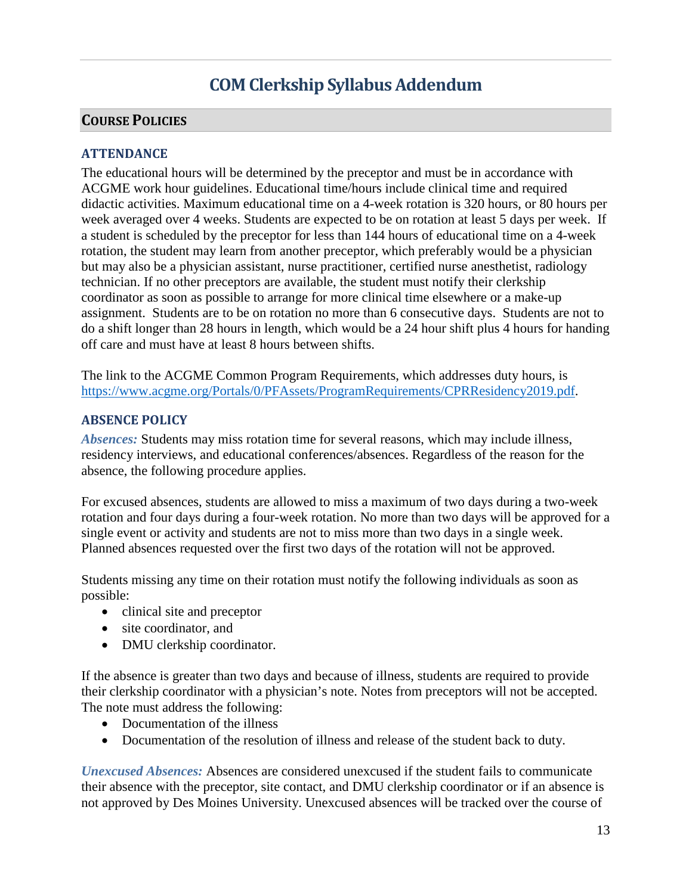# COM Clerkship Syllabus Addendum

## COURSE POLICIES

### ATTENDANCE

The educational hours will be determined by the preceptor and must be in accordance with ACGME work hour guidelines. Educational time/hours include clinical time and required didactic activities. Maximum educational time on a 4-week rotation is 320 hours, or 80 hours per week averaged over 4 weeks. Students are expected to be on rotation at least 5 days per week. If a student is scheduled by the preceptor for less than 144 hours of educational time on a 4-week rotation, the student may learn from another preceptor, which preferably would be a physician but may also be a physician assistant, nurse practitioner, certified nurse anesthetist, radiology technician. If no other preceptors are available, the student must notify their clerkship coordinator as soon as possible to arrange for more clinical time elsewhere or a make-up assignment. Students are to be on rotation no more than 6 consecutive days. Students are not to do a shift longer than 28 hours in length, which would be a 24 hour shift plus 4 hours for handing off care and must have at least 8 hours between shifts.

The link to the ACGME Common Program Requirements, which addresses duty hours, is https://www.acgme.org/Portals/0/PFAssets/ProgramRequirements/CPRResidency2019.pdf.

### ABSENCE POLICY

***Absences:*** Students may miss rotation time for several reasons, which may include illness, residency interviews, and educational conferences/absences. Regardless of the reason for the absence, the following procedure applies.

For excused absences, students are allowed to miss a maximum of two days during a two-week rotation and four days during a four-week rotation. No more than two days will be approved for a single event or activity and students are not to miss more than two days in a single week. Planned absences requested over the first two days of the rotation will not be approved.

Students missing any time on their rotation must notify the following individuals as soon as possible:

- clinical site and preceptor
- site coordinator, and
- DMU clerkship coordinator.

If the absence is greater than two days and because of illness, students are required to provide their clerkship coordinator with a physician's note. Notes from preceptors will not be accepted. The note must address the following:

- Documentation of the illness
- Documentation of the resolution of illness and release of the student back to duty.

***Unexcused Absences:*** Absences are considered unexcused if the student fails to communicate their absence with the preceptor, site contact, and DMU clerkship coordinator or if an absence is not approved by Des Moines University. Unexcused absences will be tracked over the course of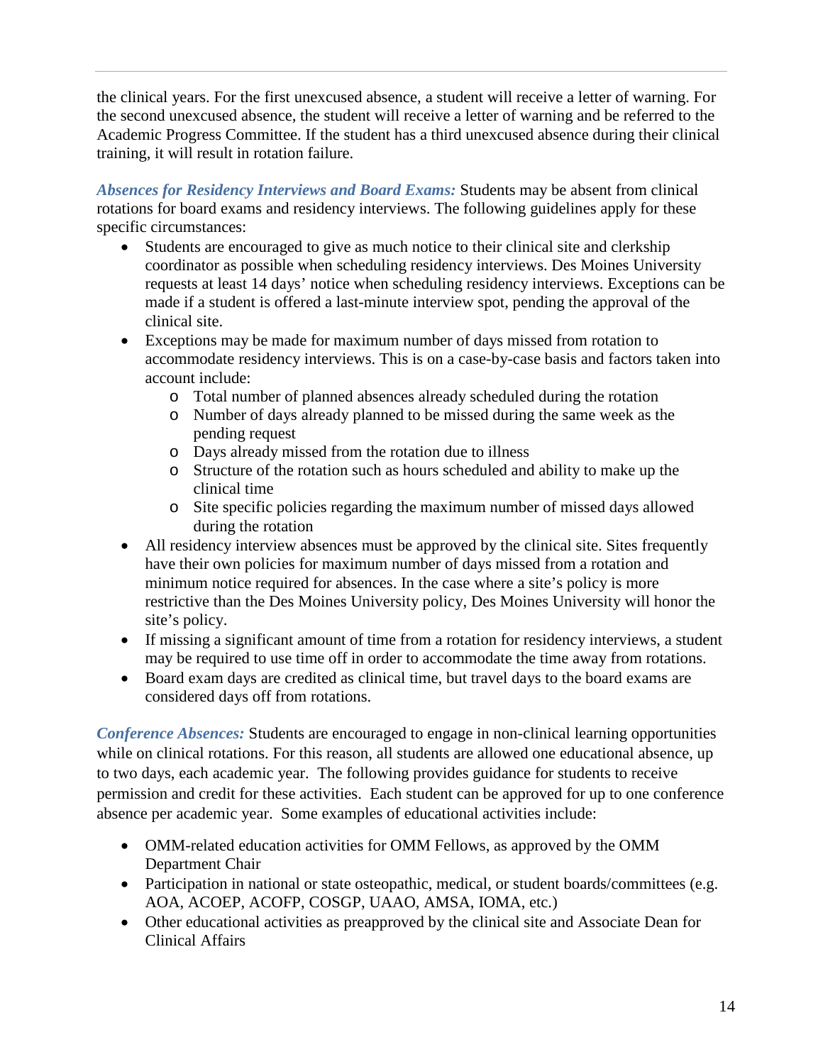the clinical years. For the first unexcused absence, a student will receive a letter of warning. For the second unexcused absence, the student will receive a letter of warning and be referred to the Academic Progress Committee. If the student has a third unexcused absence during their clinical training, it will result in rotation failure.

***Absences for Residency Interviews and Board Exams:*** Students may be absent from clinical rotations for board exams and residency interviews. The following guidelines apply for these specific circumstances:

- Students are encouraged to give as much notice to their clinical site and clerkship coordinator as possible when scheduling residency interviews. Des Moines University requests at least 14 days' notice when scheduling residency interviews. Exceptions can be made if a student is offered a last-minute interview spot, pending the approval of the clinical site.
- Exceptions may be made for maximum number of days missed from rotation to accommodate residency interviews. This is on a case-by-case basis and factors taken into account include:
  - Total number of planned absences already scheduled during the rotation
  - Number of days already planned to be missed during the same week as the pending request
  - Days already missed from the rotation due to illness
  - Structure of the rotation such as hours scheduled and ability to make up the clinical time
  - Site specific policies regarding the maximum number of missed days allowed during the rotation
- All residency interview absences must be approved by the clinical site. Sites frequently have their own policies for maximum number of days missed from a rotation and minimum notice required for absences. In the case where a site's policy is more restrictive than the Des Moines University policy, Des Moines University will honor the site's policy.
- If missing a significant amount of time from a rotation for residency interviews, a student may be required to use time off in order to accommodate the time away from rotations.
- Board exam days are credited as clinical time, but travel days to the board exams are considered days off from rotations.

***Conference Absences:*** Students are encouraged to engage in non-clinical learning opportunities while on clinical rotations. For this reason, all students are allowed one educational absence, up to two days, each academic year. The following provides guidance for students to receive permission and credit for these activities. Each student can be approved for up to one conference absence per academic year. Some examples of educational activities include:

- OMM-related education activities for OMM Fellows, as approved by the OMM Department Chair
- Participation in national or state osteopathic, medical, or student boards/committees (e.g. AOA, ACOEP, ACOFP, COSGP, UAAO, AMSA, IOMA, etc.)
- Other educational activities as preapproved by the clinical site and Associate Dean for Clinical Affairs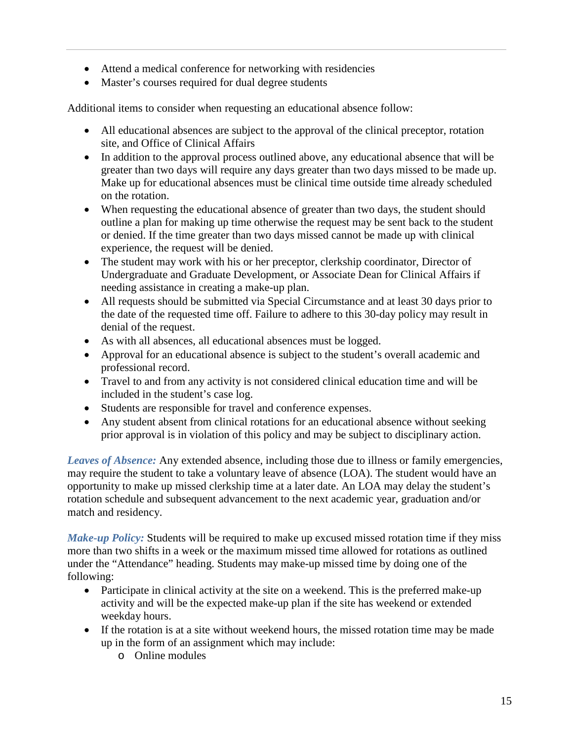- Attend a medical conference for networking with residencies
- Master's courses required for dual degree students

Additional items to consider when requesting an educational absence follow:

- All educational absences are subject to the approval of the clinical preceptor, rotation site, and Office of Clinical Affairs
- In addition to the approval process outlined above, any educational absence that will be greater than two days will require any days greater than two days missed to be made up. Make up for educational absences must be clinical time outside time already scheduled on the rotation.
- When requesting the educational absence of greater than two days, the student should outline a plan for making up time otherwise the request may be sent back to the student or denied. If the time greater than two days missed cannot be made up with clinical experience, the request will be denied.
- The student may work with his or her preceptor, clerkship coordinator, Director of Undergraduate and Graduate Development, or Associate Dean for Clinical Affairs if needing assistance in creating a make-up plan.
- All requests should be submitted via Special Circumstance and at least 30 days prior to the date of the requested time off. Failure to adhere to this 30-day policy may result in denial of the request.
- As with all absences, all educational absences must be logged.
- Approval for an educational absence is subject to the student's overall academic and professional record.
- Travel to and from any activity is not considered clinical education time and will be included in the student's case log.
- Students are responsible for travel and conference expenses.
- Any student absent from clinical rotations for an educational absence without seeking prior approval is in violation of this policy and may be subject to disciplinary action.

***Leaves of Absence:*** Any extended absence, including those due to illness or family emergencies, may require the student to take a voluntary leave of absence (LOA). The student would have an opportunity to make up missed clerkship time at a later date. An LOA may delay the student's rotation schedule and subsequent advancement to the next academic year, graduation and/or match and residency.

***Make-up Policy:*** Students will be required to make up excused missed rotation time if they miss more than two shifts in a week or the maximum missed time allowed for rotations as outlined under the "Attendance" heading. Students may make-up missed time by doing one of the following:

- Participate in clinical activity at the site on a weekend. This is the preferred make-up activity and will be the expected make-up plan if the site has weekend or extended weekday hours.
- If the rotation is at a site without weekend hours, the missed rotation time may be made up in the form of an assignment which may include:
  - Online modules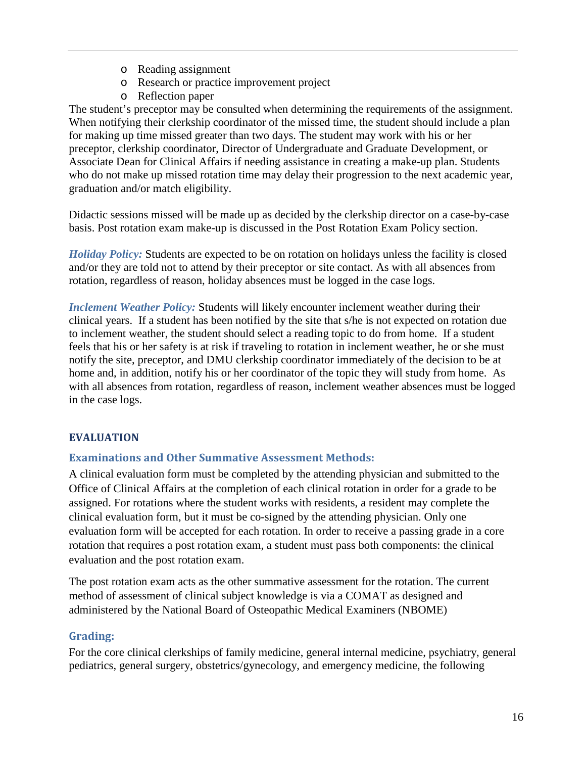- Reading assignment
- Research or practice improvement project
- Reflection paper

The student's preceptor may be consulted when determining the requirements of the assignment. When notifying their clerkship coordinator of the missed time, the student should include a plan for making up time missed greater than two days. The student may work with his or her preceptor, clerkship coordinator, Director of Undergraduate and Graduate Development, or Associate Dean for Clinical Affairs if needing assistance in creating a make-up plan. Students who do not make up missed rotation time may delay their progression to the next academic year, graduation and/or match eligibility.

Didactic sessions missed will be made up as decided by the clerkship director on a case-by-case basis. Post rotation exam make-up is discussed in the Post Rotation Exam Policy section.

***Holiday Policy:*** Students are expected to be on rotation on holidays unless the facility is closed and/or they are told not to attend by their preceptor or site contact. As with all absences from rotation, regardless of reason, holiday absences must be logged in the case logs.

***Inclement Weather Policy:*** Students will likely encounter inclement weather during their clinical years. If a student has been notified by the site that s/he is not expected on rotation due to inclement weather, the student should select a reading topic to do from home. If a student feels that his or her safety is at risk if traveling to rotation in inclement weather, he or she must notify the site, preceptor, and DMU clerkship coordinator immediately of the decision to be at home and, in addition, notify his or her coordinator of the topic they will study from home. As with all absences from rotation, regardless of reason, inclement weather absences must be logged in the case logs.

## EVALUATION

### Examinations and Other Summative Assessment Methods:

A clinical evaluation form must be completed by the attending physician and submitted to the Office of Clinical Affairs at the completion of each clinical rotation in order for a grade to be assigned. For rotations where the student works with residents, a resident may complete the clinical evaluation form, but it must be co-signed by the attending physician. Only one evaluation form will be accepted for each rotation. In order to receive a passing grade in a core rotation that requires a post rotation exam, a student must pass both components: the clinical evaluation and the post rotation exam.

The post rotation exam acts as the other summative assessment for the rotation. The current method of assessment of clinical subject knowledge is via a COMAT as designed and administered by the National Board of Osteopathic Medical Examiners (NBOME)

### Grading:

For the core clinical clerkships of family medicine, general internal medicine, psychiatry, general pediatrics, general surgery, obstetrics/gynecology, and emergency medicine, the following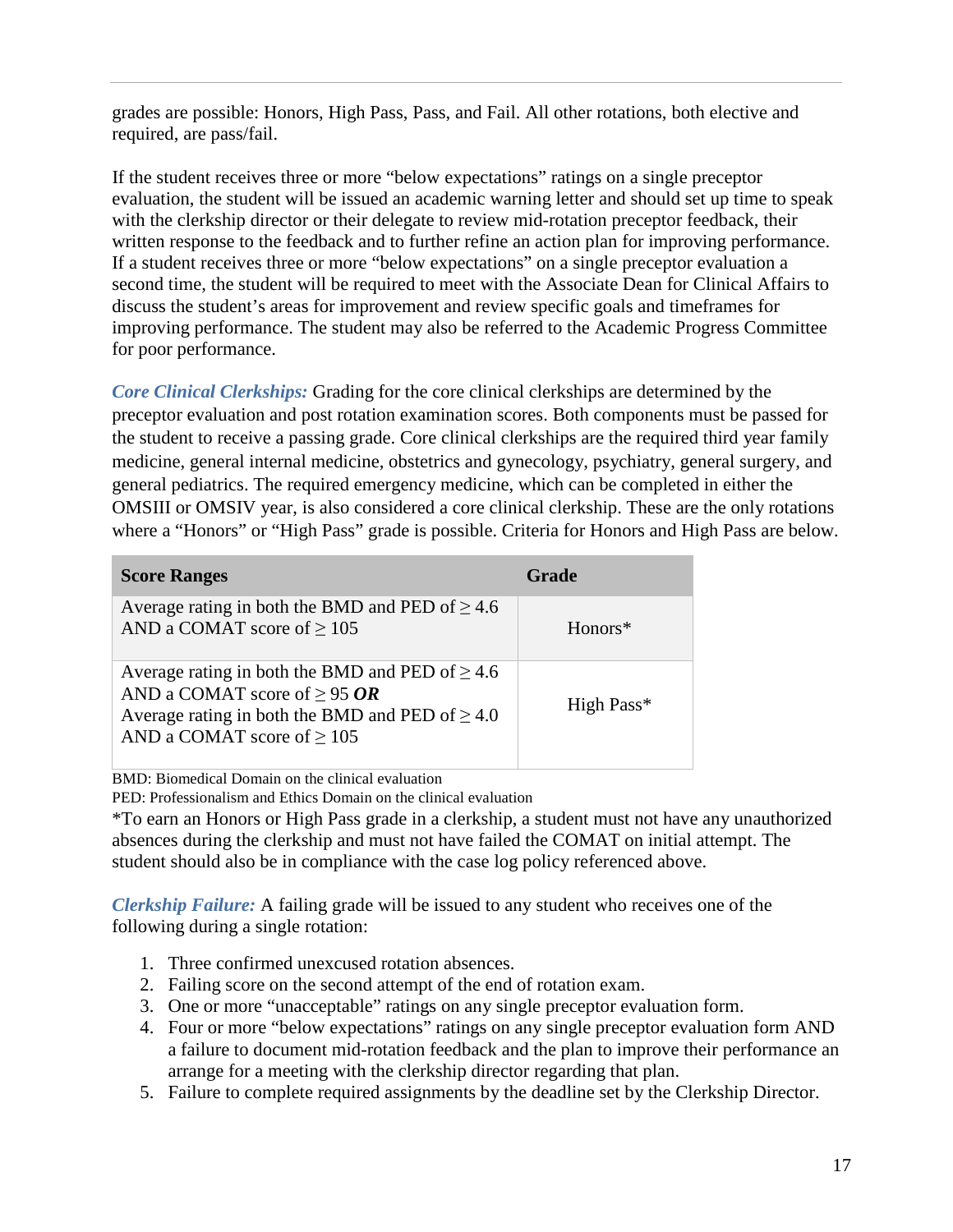grades are possible: Honors, High Pass, Pass, and Fail. All other rotations, both elective and required, are pass/fail.

If the student receives three or more “below expectations” ratings on a single preceptor evaluation, the student will be issued an academic warning letter and should set up time to speak with the clerkship director or their delegate to review mid-rotation preceptor feedback, their written response to the feedback and to further refine an action plan for improving performance. If a student receives three or more “below expectations” on a single preceptor evaluation a second time, the student will be required to meet with the Associate Dean for Clinical Affairs to discuss the student’s areas for improvement and review specific goals and timeframes for improving performance. The student may also be referred to the Academic Progress Committee for poor performance.

***Core Clinical Clerkships:*** Grading for the core clinical clerkships are determined by the preceptor evaluation and post rotation examination scores. Both components must be passed for the student to receive a passing grade. Core clinical clerkships are the required third year family medicine, general internal medicine, obstetrics and gynecology, psychiatry, general surgery, and general pediatrics. The required emergency medicine, which can be completed in either the OMSIII or OMSIV year, is also considered a core clinical clerkship. These are the only rotations where a “Honors” or “High Pass” grade is possible. Criteria for Honors and High Pass are below.

| Score Ranges | Grade |
| --- | --- |
| Average rating in both the BMD and PED of $\geq 4.6$ AND a COMAT score of $\geq 105$ | Honors* |
| Average rating in both the BMD and PED of $\geq 4.6$ AND a COMAT score of $\geq 95$ ***OR*** Average rating in both the BMD and PED of $\geq 4.0$ AND a COMAT score of $\geq 105$ | High Pass* |

BMD: Biomedical Domain on the clinical evaluation
PED: Professionalism and Ethics Domain on the clinical evaluation

*To earn an Honors or High Pass grade in a clerkship, a student must not have any unauthorized absences during the clerkship and must not have failed the COMAT on initial attempt. The student should also be in compliance with the case log policy referenced above.

***Clerkship Failure:*** A failing grade will be issued to any student who receives one of the following during a single rotation:

1. Three confirmed unexcused rotation absences.
2. Failing score on the second attempt of the end of rotation exam.
3. One or more “unacceptable” ratings on any single preceptor evaluation form.
4. Four or more “below expectations” ratings on any single preceptor evaluation form AND a failure to document mid-rotation feedback and the plan to improve their performance an arrange for a meeting with the clerkship director regarding that plan.
5. Failure to complete required assignments by the deadline set by the Clerkship Director.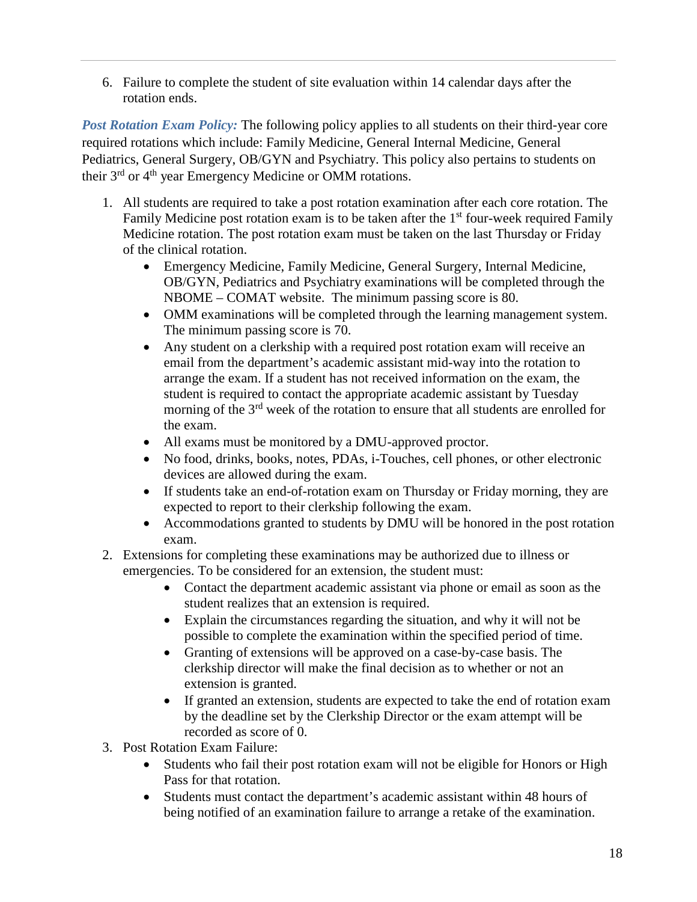6. Failure to complete the student of site evaluation within 14 calendar days after the rotation ends.

***Post Rotation Exam Policy:*** The following policy applies to all students on their third-year core required rotations which include: Family Medicine, General Internal Medicine, General Pediatrics, General Surgery, OB/GYN and Psychiatry. This policy also pertains to students on their 3rd or 4th year Emergency Medicine or OMM rotations.

1. All students are required to take a post rotation examination after each core rotation. The Family Medicine post rotation exam is to be taken after the 1st four-week required Family Medicine rotation. The post rotation exam must be taken on the last Thursday or Friday of the clinical rotation.
   - Emergency Medicine, Family Medicine, General Surgery, Internal Medicine, OB/GYN, Pediatrics and Psychiatry examinations will be completed through the NBOME – COMAT website. The minimum passing score is 80.
   - OMM examinations will be completed through the learning management system. The minimum passing score is 70.
   - Any student on a clerkship with a required post rotation exam will receive an email from the department's academic assistant mid-way into the rotation to arrange the exam. If a student has not received information on the exam, the student is required to contact the appropriate academic assistant by Tuesday morning of the 3rd week of the rotation to ensure that all students are enrolled for the exam.
   - All exams must be monitored by a DMU-approved proctor.
   - No food, drinks, books, notes, PDAs, i-Touches, cell phones, or other electronic devices are allowed during the exam.
   - If students take an end-of-rotation exam on Thursday or Friday morning, they are expected to report to their clerkship following the exam.
   - Accommodations granted to students by DMU will be honored in the post rotation exam.
2. Extensions for completing these examinations may be authorized due to illness or emergencies. To be considered for an extension, the student must:
   - Contact the department academic assistant via phone or email as soon as the student realizes that an extension is required.
   - Explain the circumstances regarding the situation, and why it will not be possible to complete the examination within the specified period of time.
   - Granting of extensions will be approved on a case-by-case basis. The clerkship director will make the final decision as to whether or not an extension is granted.
   - If granted an extension, students are expected to take the end of rotation exam by the deadline set by the Clerkship Director or the exam attempt will be recorded as score of 0.
3. Post Rotation Exam Failure:
   - Students who fail their post rotation exam will not be eligible for Honors or High Pass for that rotation.
   - Students must contact the department's academic assistant within 48 hours of being notified of an examination failure to arrange a retake of the examination.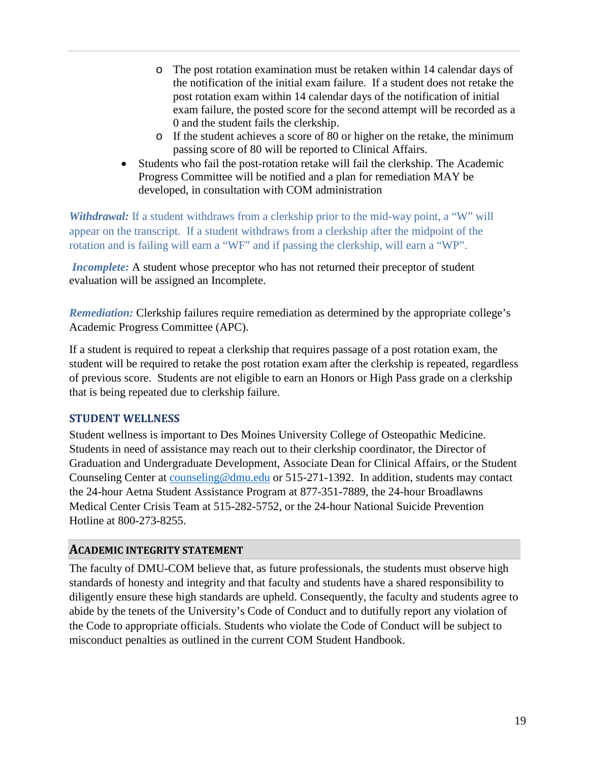- The post rotation examination must be retaken within 14 calendar days of the notification of the initial exam failure. If a student does not retake the post rotation exam within 14 calendar days of the notification of initial exam failure, the posted score for the second attempt will be recorded as a 0 and the student fails the clerkship.
  - If the student achieves a score of 80 or higher on the retake, the minimum passing score of 80 will be reported to Clinical Affairs.
- Students who fail the post-rotation retake will fail the clerkship. The Academic Progress Committee will be notified and a plan for remediation MAY be developed, in consultation with COM administration

***Withdrawal:*** If a student withdraws from a clerkship prior to the mid-way point, a "W" will appear on the transcript. If a student withdraws from a clerkship after the midpoint of the rotation and is failing will earn a "WF" and if passing the clerkship, will earn a "WP".

***Incomplete:*** A student whose preceptor who has not returned their preceptor of student evaluation will be assigned an Incomplete.

***Remediation:*** Clerkship failures require remediation as determined by the appropriate college's Academic Progress Committee (APC).

If a student is required to repeat a clerkship that requires passage of a post rotation exam, the student will be required to retake the post rotation exam after the clerkship is repeated, regardless of previous score. Students are not eligible to earn an Honors or High Pass grade on a clerkship that is being repeated due to clerkship failure.

## STUDENT WELLNESS

Student wellness is important to Des Moines University College of Osteopathic Medicine. Students in need of assistance may reach out to their clerkship coordinator, the Director of Graduation and Undergraduate Development, Associate Dean for Clinical Affairs, or the Student Counseling Center at counseling@dmu.edu or 515-271-1392. In addition, students may contact the 24-hour Aetna Student Assistance Program at 877-351-7889, the 24-hour Broadlawns Medical Center Crisis Team at 515-282-5752, or the 24-hour National Suicide Prevention Hotline at 800-273-8255.

## ACADEMIC INTEGRITY STATEMENT

The faculty of DMU-COM believe that, as future professionals, the students must observe high standards of honesty and integrity and that faculty and students have a shared responsibility to diligently ensure these high standards are upheld. Consequently, the faculty and students agree to abide by the tenets of the University's Code of Conduct and to dutifully report any violation of the Code to appropriate officials. Students who violate the Code of Conduct will be subject to misconduct penalties as outlined in the current COM Student Handbook.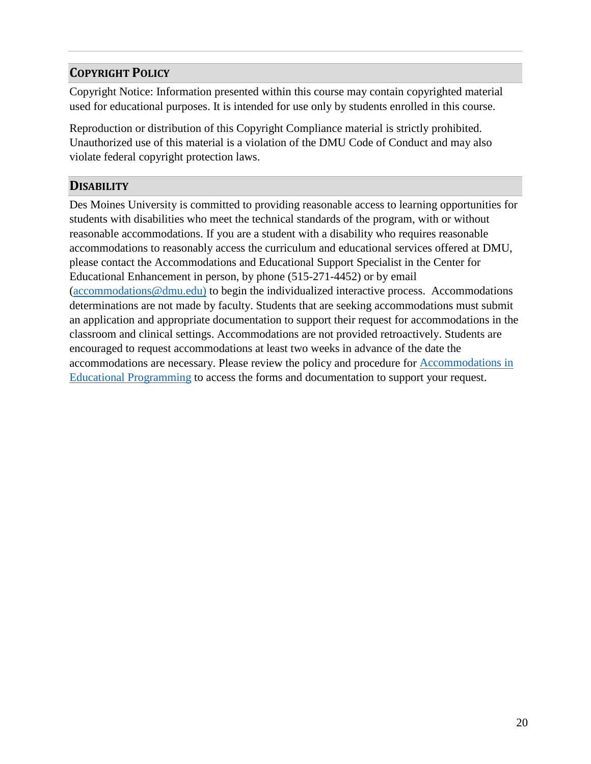## Copyright Policy

Copyright Notice: Information presented within this course may contain copyrighted material used for educational purposes. It is intended for use only by students enrolled in this course.

Reproduction or distribution of this Copyright Compliance material is strictly prohibited. Unauthorized use of this material is a violation of the DMU Code of Conduct and may also violate federal copyright protection laws.

## Disability

Des Moines University is committed to providing reasonable access to learning opportunities for students with disabilities who meet the technical standards of the program, with or without reasonable accommodations. If you are a student with a disability who requires reasonable accommodations to reasonably access the curriculum and educational services offered at DMU, please contact the Accommodations and Educational Support Specialist in the Center for Educational Enhancement in person, by phone (515-271-4452) or by email (accommodations@dmu.edu) to begin the individualized interactive process. Accommodations determinations are not made by faculty. Students that are seeking accommodations must submit an application and appropriate documentation to support their request for accommodations in the classroom and clinical settings. Accommodations are not provided retroactively. Students are encouraged to request accommodations at least two weeks in advance of the date the accommodations are necessary. Please review the policy and procedure for Accommodations in Educational Programming to access the forms and documentation to support your request.